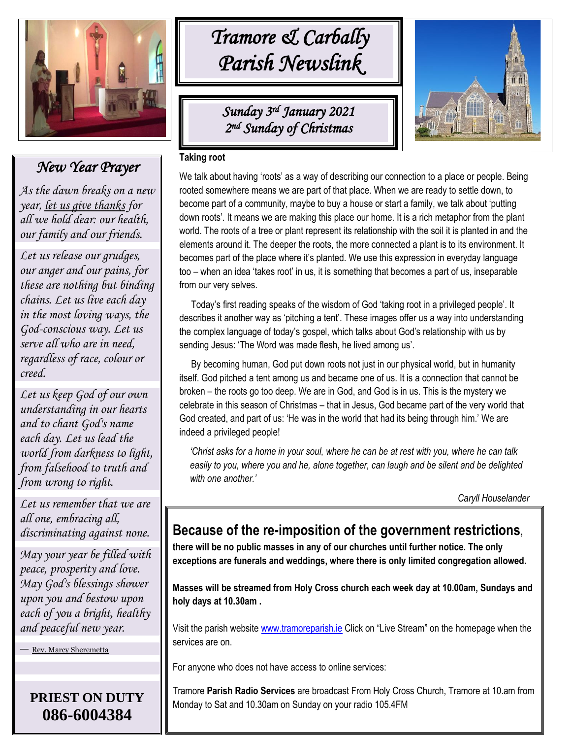# Tramore & Carbally Parish Newslink

## Sunday 3rd January 2021
## 2nd Sunday of Christmas

### Taking root

We talk about having 'roots' as a way of describing our connection to a place or people. Being rooted somewhere means we are part of that place. When we are ready to settle down, to become part of a community, maybe to buy a house or start a family, we talk about 'putting down roots'. It means we are making this place our home. It is a rich metaphor from the plant world. The roots of a tree or plant represent its relationship with the soil it is planted in and the elements around it. The deeper the roots, the more connected a plant is to its environment. It becomes part of the place where it's planted. We use this expression in everyday language too – when an idea 'takes root' in us, it is something that becomes a part of us, inseparable from our very selves.

Today's first reading speaks of the wisdom of God 'taking root in a privileged people'. It describes it another way as 'pitching a tent'. These images offer us a way into understanding the complex language of today's gospel, which talks about God's relationship with us by sending Jesus: 'The Word was made flesh, he lived among us'.

By becoming human, God put down roots not just in our physical world, but in humanity itself. God pitched a tent among us and became one of us. It is a connection that cannot be broken – the roots go too deep. We are in God, and God is in us. This is the mystery we celebrate in this season of Christmas – that in Jesus, God became part of the very world that God created, and part of us: 'He was in the world that had its being through him.' We are indeed a privileged people!

*'Christ asks for a home in your soul, where he can be at rest with you, where he can talk easily to you, where you and he, alone together, can laugh and be silent and be delighted with one another.'*

Caryll Houselander

## Because of the re-imposition of the government restrictions,

**there will be no public masses in any of our churches until further notice. The only exceptions are funerals and weddings, where there is only limited congregation allowed.**

**Masses will be streamed from Holy Cross church each week day at 10.00am, Sundays and holy days at 10.30am .**

Visit the parish website www.tramoreparish.ie Click on "Live Stream" on the homepage when the services are on.

For anyone who does not have access to online services:

Tramore **Parish Radio Services** are broadcast From Holy Cross Church, Tramore at 10.am from Monday to Sat and 10.30am on Sunday on your radio 105.4FM

## New Year Prayer

*As the dawn breaks on a new year, let us give thanks for all we hold dear: our health, our family and our friends.*

*Let us release our grudges, our anger and our pains, for these are nothing but binding chains. Let us live each day in the most loving ways, the God-conscious way. Let us serve all who are in need, regardless of race, colour or creed.*

*Let us keep God of our own understanding in our hearts and to chant God's name each day. Let us lead the world from darkness to light, from falsehood to truth and from wrong to right.*

*Let us remember that we are all one, embracing all, discriminating against none.*

*May your year be filled with peace, prosperity and love. May God's blessings shower upon you and bestow upon each of you a bright, healthy and peaceful new year.*

— Rev. Marcy Sheremetta

**PRIEST ON DUTY**
**086-6004384**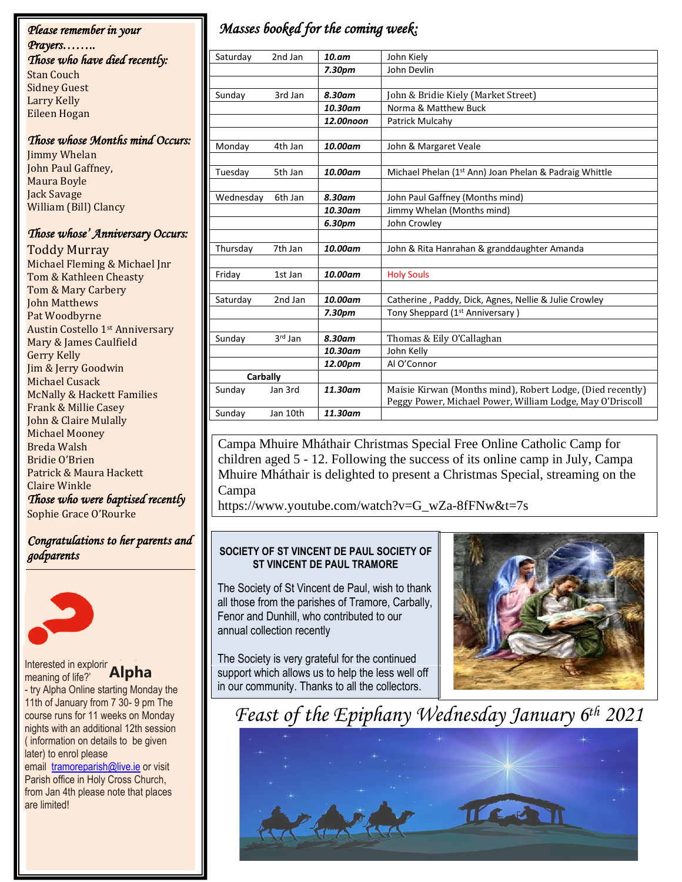*Please remember in your Prayers……..*

*Those who have died recently:*

Stan Couch
Sidney Guest
Larry Kelly
Eileen Hogan

*Those whose Months mind Occurs:*

Jimmy Whelan
John Paul Gaffney,
Maura Boyle
Jack Savage
William (Bill) Clancy

*Those whose' Anniversary Occurs:*

Toddy Murray
Michael Fleming & Michael Jnr
Tom & Kathleen Cheasty
Tom & Mary Carbery
John Matthews
Pat Woodbyrne
Austin Costello 1st Anniversary
Mary & James Caulfield
Gerry Kelly
Jim & Jerry Goodwin
Michael Cusack
McNally & Hackett Families
Frank & Millie Casey
John & Claire Mulally
Michael Mooney
Breda Walsh
Bridie O'Brien
Patrick & Maura Hackett
Claire Winkle

*Those who were baptised recently*

Sophie Grace O'Rourke

*Congratulations to her parents and godparents*

Interested in exploring the meaning of life?' **Alpha** - try Alpha Online starting Monday the 11th of January from 7 30- 9 pm The course runs for 11 weeks on Monday nights with an additional 12th session ( information on details to be given later) to enrol please email tramoreparish@live.ie or visit Parish office in Holy Cross Church, from Jan 4th please note that places are limited!

## *Masses booked for the coming week:*

| | | | |
|---|---|---|---|
| Saturday | 2nd Jan | ***10.am*** | John Kiely |
| | | ***7.30pm*** | John Devlin |
| | | | |
| Sunday | 3rd Jan | ***8.30am*** | John & Bridie Kiely (Market Street) |
| | | ***10.30am*** | Norma & Matthew Buck |
| | | ***12.00noon*** | Patrick Mulcahy |
| | | | |
| Monday | 4th Jan | ***10.00am*** | John & Margaret Veale |
| | | | |
| Tuesday | 5th Jan | ***10.00am*** | Michael Phelan (1st Ann) Joan Phelan & Padraig Whittle |
| | | | |
| Wednesday | 6th Jan | ***8.30am*** | John Paul Gaffney (Months mind) |
| | | ***10.30am*** | Jimmy Whelan (Months mind) |
| | | ***6.30pm*** | John Crowley |
| | | | |
| Thursday | 7th Jan | ***10.00am*** | John & Rita Hanrahan & granddaughter Amanda |
| | | | |
| Friday | 1st Jan | ***10.00am*** | Holy Souls |
| | | | |
| Saturday | 2nd Jan | ***10.00am*** | Catherine , Paddy, Dick, Agnes, Nellie & Julie Crowley |
| | | ***7.30pm*** | Tony Sheppard (1st Anniversary ) |
| | | | |
| Sunday | 3rd Jan | ***8.30am*** | Thomas & Eily O'Callaghan |
| | | ***10.30am*** | John Kelly |
| | | ***12.00pm*** | Al O'Connor |
| **Carbally** | | | |
| Sunday | Jan 3rd | ***11.30am*** | Maisie Kirwan (Months mind), Robert Lodge, (Died recently) Peggy Power, Michael Power, William Lodge, May O'Driscoll |
| Sunday | Jan 10th | ***11.30am*** | |

Campa Mhuire Mháthair Christmas Special Free Online Catholic Camp for children aged 5 - 12. Following the success of its online camp in July, Campa Mhuire Mháthair is delighted to present a Christmas Special, streaming on the Campa
https://www.youtube.com/watch?v=G_wZa-8fFNw&t=7s

**SOCIETY OF ST VINCENT DE PAUL SOCIETY OF ST VINCENT DE PAUL TRAMORE**

The Society of St Vincent de Paul, wish to thank all those from the parishes of Tramore, Carbally, Fenor and Dunhill, who contributed to our annual collection recently

The Society is very grateful for the continued support which allows us to help the less well off in our community. Thanks to all the collectors.

## *Feast of the Epiphany Wednesday January 6th 2021*